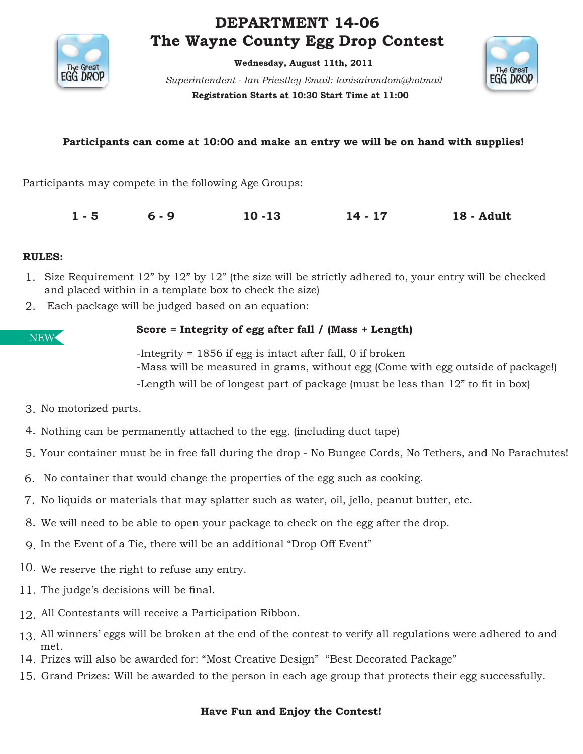# DEPARTMENT 14-06
# The Wayne County Egg Drop Contest

**Wednesday, August 11th, 2011**

*Superintendent - Ian Priestley Email: Ianisainmdom@hotmail*

**Registration Starts at 10:30 Start Time at 11:00**

**Participants can come at 10:00 and make an entry we will be on hand with supplies!**

Participants may compete in the following Age Groups:

**1 - 5 6 - 9 10 -13 14 - 17 18 - Adult**

**RULES:**

1. Size Requirement 12" by 12" by 12" (the size will be strictly adhered to, your entry will be checked and placed within in a template box to check the size)
2. Each package will be judged based on an equation:

NEW

**Score = Integrity of egg after fall / (Mass + Length)**

-Integrity = 1856 if egg is intact after fall, 0 if broken
-Mass will be measured in grams, without egg (Come with egg outside of package!)
-Length will be of longest part of package (must be less than 12" to fit in box)

3. No motorized parts.
4. Nothing can be permanently attached to the egg. (including duct tape)
5. Your container must be in free fall during the drop - No Bungee Cords, No Tethers, and No Parachutes!
6. No container that would change the properties of the egg such as cooking.
7. No liquids or materials that may splatter such as water, oil, jello, peanut butter, etc.
8. We will need to be able to open your package to check on the egg after the drop.
9. In the Event of a Tie, there will be an additional "Drop Off Event"
10. We reserve the right to refuse any entry.
11. The judge's decisions will be final.
12. All Contestants will receive a Participation Ribbon.
13. All winners' eggs will be broken at the end of the contest to verify all regulations were adhered to and met.
14. Prizes will also be awarded for: "Most Creative Design" "Best Decorated Package"
15. Grand Prizes: Will be awarded to the person in each age group that protects their egg successfully.

**Have Fun and Enjoy the Contest!**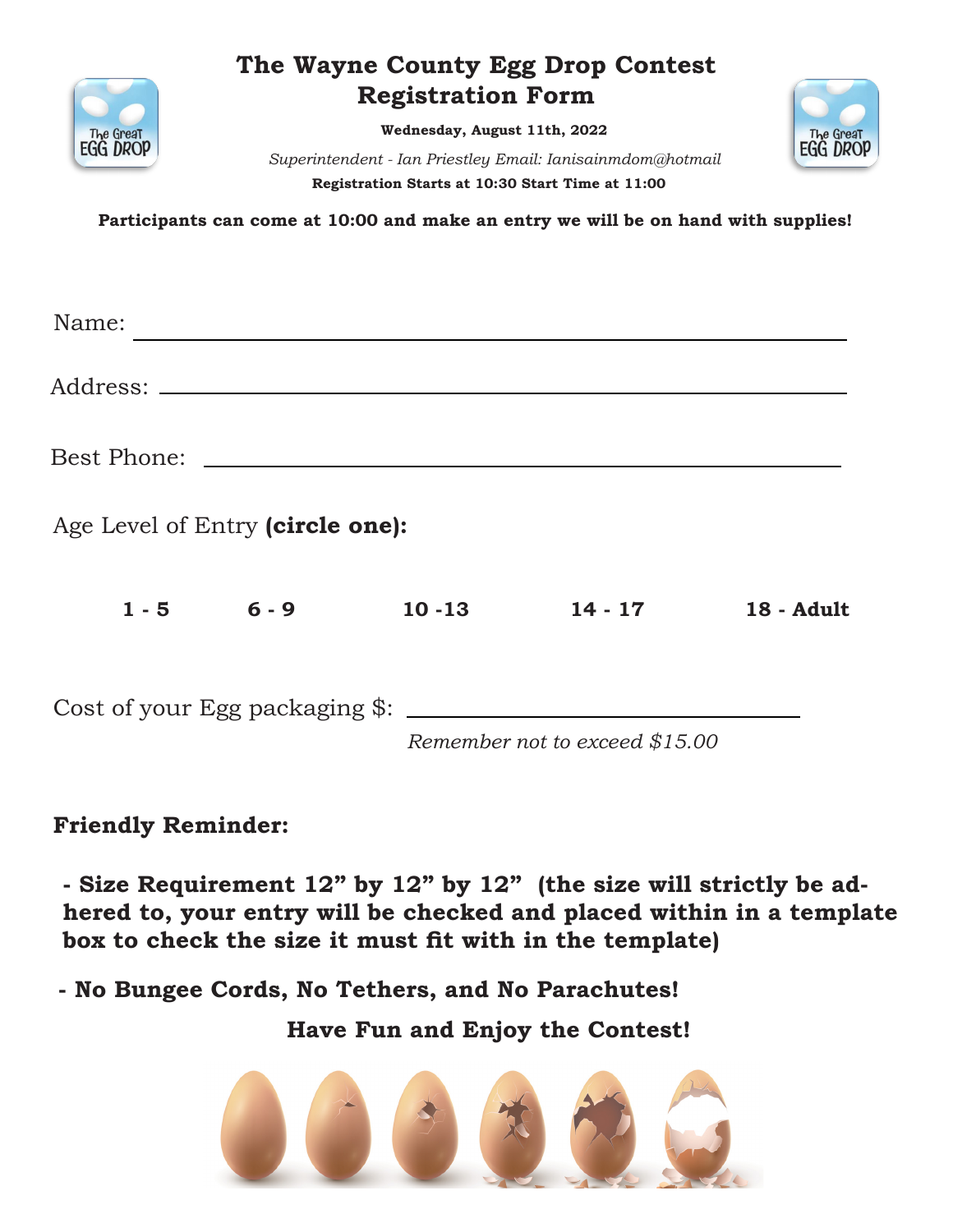# The Wayne County Egg Drop Contest
# Registration Form

**Wednesday, August 11th, 2022**

*Superintendent - Ian Priestley Email: Ianisainmdom@hotmail*

**Registration Starts at 10:30 Start Time at 11:00**

**Participants can come at 10:00 and make an entry we will be on hand with supplies!**

Name: ______________________________________________

Address: ______________________________________________

Best Phone: ______________________________________________

Age Level of Entry **(circle one):**

**1 - 5** **6 - 9** **10 -13** **14 - 17** **18 - Adult**

Cost of your Egg packaging $: ______________________________

*Remember not to exceed $15.00*

**Friendly Reminder:**

**- Size Requirement 12" by 12" by 12" (the size will strictly be adhered to, your entry will be checked and placed within in a template box to check the size it must fit with in the template)**

**- No Bungee Cords, No Tethers, and No Parachutes!**

**Have Fun and Enjoy the Contest!**